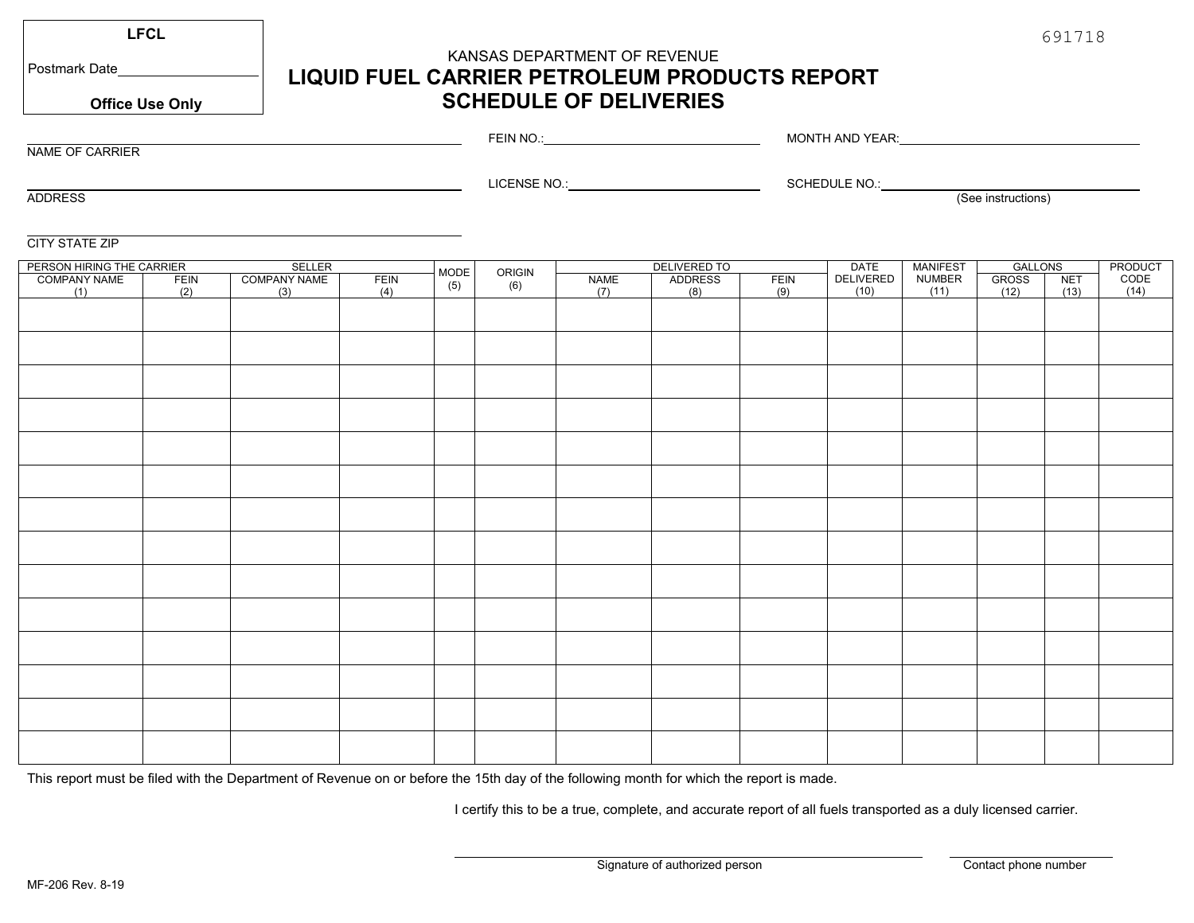| LFCL |
|---|
| Postmark Date__________________ |
| **Office Use Only** |

691718

KANSAS DEPARTMENT OF REVENUE

# LIQUID FUEL CARRIER PETROLEUM PRODUCTS REPORT
# SCHEDULE OF DELIVERIES

NAME OF CARRIER ______________________________ FEIN NO.: ______________________ MONTH AND YEAR: ______________________

ADDRESS ______________________________ LICENSE NO.: ______________________ SCHEDULE NO.: ______________________ (See instructions)

CITY STATE ZIP ______________________________

| PERSON HIRING THE CARRIER | | SELLER | | MODE | ORIGIN | DELIVERED TO | | | DATE | MANIFEST | GALLONS | | PRODUCT |
|---|---|---|---|---|---|---|---|---|---|---|---|---|---|
| COMPANY NAME (1) | FEIN (2) | COMPANY NAME (3) | FEIN (4) | (5) | (6) | NAME (7) | ADDRESS (8) | FEIN (9) | DELIVERED (10) | NUMBER (11) | GROSS (12) | NET (13) | CODE (14) |
| | | | | | | | | | | | | | |
| | | | | | | | | | | | | | |
| | | | | | | | | | | | | | |
| | | | | | | | | | | | | | |
| | | | | | | | | | | | | | |
| | | | | | | | | | | | | | |
| | | | | | | | | | | | | | |
| | | | | | | | | | | | | | |
| | | | | | | | | | | | | | |
| | | | | | | | | | | | | | |
| | | | | | | | | | | | | | |
| | | | | | | | | | | | | | |
| | | | | | | | | | | | | | |
| | | | | | | | | | | | | | |

This report must be filed with the Department of Revenue on or before the 15th day of the following month for which the report is made.

I certify this to be a true, complete, and accurate report of all fuels transported as a duly licensed carrier.

______________________________ Signature of authorized person

______________________ Contact phone number

MF-206 Rev. 8-19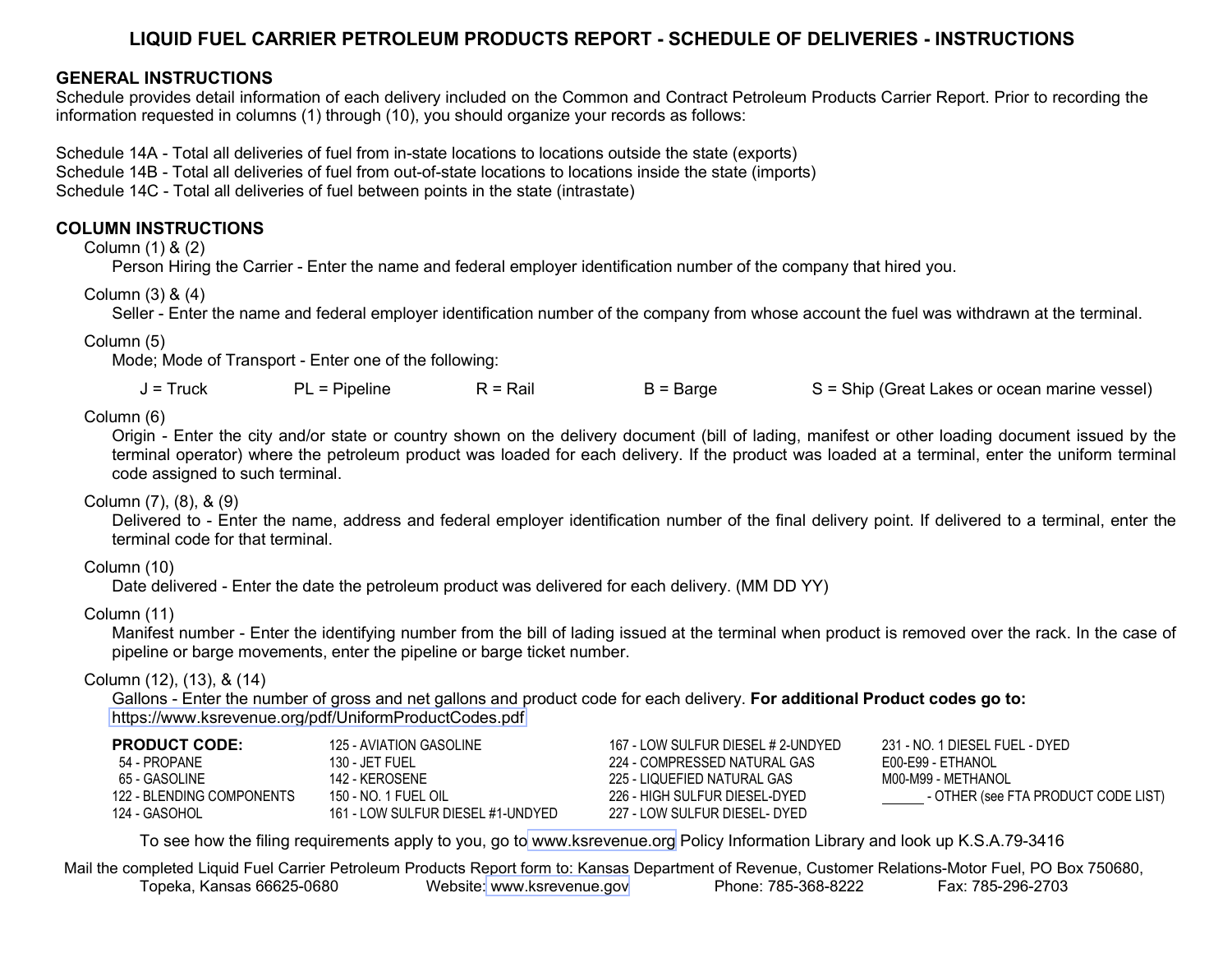# LIQUID FUEL CARRIER PETROLEUM PRODUCTS REPORT - SCHEDULE OF DELIVERIES - INSTRUCTIONS

## GENERAL INSTRUCTIONS

Schedule provides detail information of each delivery included on the Common and Contract Petroleum Products Carrier Report. Prior to recording the information requested in columns (1) through (10), you should organize your records as follows:

Schedule 14A - Total all deliveries of fuel from in-state locations to locations outside the state (exports)
Schedule 14B - Total all deliveries of fuel from out-of-state locations to locations inside the state (imports)
Schedule 14C - Total all deliveries of fuel between points in the state (intrastate)

## COLUMN INSTRUCTIONS

Column (1) & (2)
Person Hiring the Carrier - Enter the name and federal employer identification number of the company that hired you.

Column (3) & (4)
Seller - Enter the name and federal employer identification number of the company from whose account the fuel was withdrawn at the terminal.

Column (5)
Mode; Mode of Transport - Enter one of the following:

J = Truck PL = Pipeline R = Rail B = Barge S = Ship (Great Lakes or ocean marine vessel)

Column (6)
Origin - Enter the city and/or state or country shown on the delivery document (bill of lading, manifest or other loading document issued by the terminal operator) where the petroleum product was loaded for each delivery. If the product was loaded at a terminal, enter the uniform terminal code assigned to such terminal.

Column (7), (8), & (9)
Delivered to - Enter the name, address and federal employer identification number of the final delivery point. If delivered to a terminal, enter the terminal code for that terminal.

Column (10)
Date delivered - Enter the date the petroleum product was delivered for each delivery. (MM DD YY)

Column (11)
Manifest number - Enter the identifying number from the bill of lading issued at the terminal when product is removed over the rack. In the case of pipeline or barge movements, enter the pipeline or barge ticket number.

Column (12), (13), & (14)
Gallons - Enter the number of gross and net gallons and product code for each delivery. **For additional Product codes go to:** https://www.ksrevenue.org/pdf/UniformProductCodes.pdf

| | | | |
|---|---|---|---|
| **PRODUCT CODE:** | 125 - AVIATION GASOLINE | 167 - LOW SULFUR DIESEL # 2-UNDYED | 231 - NO. 1 DIESEL FUEL - DYED |
| 54 - PROPANE | 130 - JET FUEL | 224 - COMPRESSED NATURAL GAS | E00-E99 - ETHANOL |
| 65 - GASOLINE | 142 - KEROSENE | 225 - LIQUEFIED NATURAL GAS | M00-M99 - METHANOL |
| 122 - BLENDING COMPONENTS | 150 - NO. 1 FUEL OIL | 226 - HIGH SULFUR DIESEL-DYED | ______ - OTHER (see FTA PRODUCT CODE LIST) |
| 124 - GASOHOL | 161 - LOW SULFUR DIESEL #1-UNDYED | 227 - LOW SULFUR DIESEL- DYED | |

To see how the filing requirements apply to you, go to www.ksrevenue.org Policy Information Library and look up K.S.A.79-3416

Mail the completed Liquid Fuel Carrier Petroleum Products Report form to: Kansas Department of Revenue, Customer Relations-Motor Fuel, PO Box 750680, Topeka, Kansas 66625-0680 Website: www.ksrevenue.gov Phone: 785-368-8222 Fax: 785-296-2703